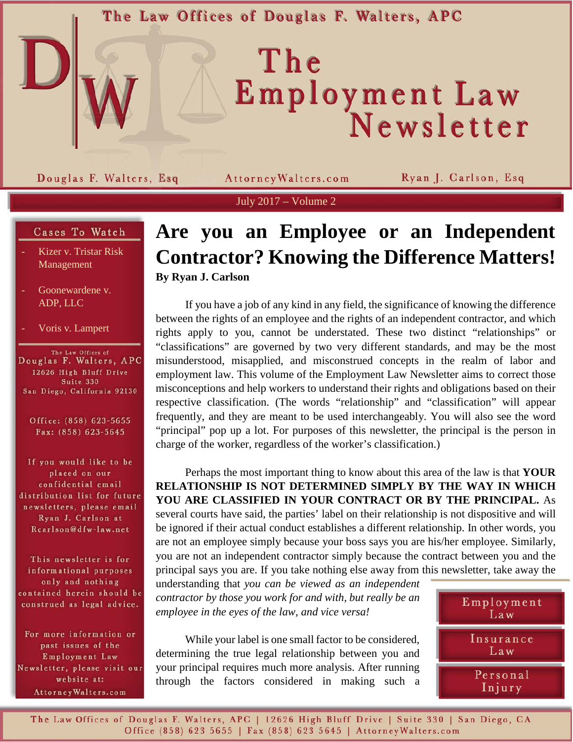# The Law Offices of Douglas F. Walters, APC

# The Employment Law Newsletter

Douglas F. Walters, Esq | AttorneyWalters.com | Ryan J. Carlson, Esq

July 2017 – Volume 2

## Cases To Watch

- Kizer v. Tristar Risk Management
- Goonewardene v. ADP, LLC
- Voris v. Lampert

The Law Offices of
Douglas F. Walters, APC
12626 High Bluff Drive
Suite 330
San Diego, California 92130

Office: (858) 623-5655
Fax: (858) 623-5645

If you would like to be placed on our confidential email distribution list for future newsletters, please email Ryan J. Carlson at Rcarlson@dfw-law.net

This newsletter is for informational purposes only and nothing contained herein should be construed as legal advice.

For more information or past issues of the Employment Law Newsletter, please visit our website at: AttorneyWalters.com

# Are you an Employee or an Independent Contractor? Knowing the Difference Matters!

**By Ryan J. Carlson**

If you have a job of any kind in any field, the significance of knowing the difference between the rights of an employee and the rights of an independent contractor, and which rights apply to you, cannot be understated. These two distinct "relationships" or "classifications" are governed by two very different standards, and may be the most misunderstood, misapplied, and misconstrued concepts in the realm of labor and employment law. This volume of the Employment Law Newsletter aims to correct those misconceptions and help workers to understand their rights and obligations based on their respective classification. (The words "relationship" and "classification" will appear frequently, and they are meant to be used interchangeably. You will also see the word "principal" pop up a lot. For purposes of this newsletter, the principal is the person in charge of the worker, regardless of the worker's classification.)

Perhaps the most important thing to know about this area of the law is that **YOUR RELATIONSHIP IS NOT DETERMINED SIMPLY BY THE WAY IN WHICH YOU ARE CLASSIFIED IN YOUR CONTRACT OR BY THE PRINCIPAL.** As several courts have said, the parties' label on their relationship is not dispositive and will be ignored if their actual conduct establishes a different relationship. In other words, you are not an employee simply because your boss says you are his/her employee. Similarly, you are not an independent contractor simply because the contract between you and the principal says you are. If you take nothing else away from this newsletter, take away the understanding that *you can be viewed as an independent contractor by those you work for and with, but really be an employee in the eyes of the law, and vice versa!*

While your label is one small factor to be considered, determining the true legal relationship between you and your principal requires much more analysis. After running through the factors considered in making such a

Employment Law

Insurance Law

Personal Injury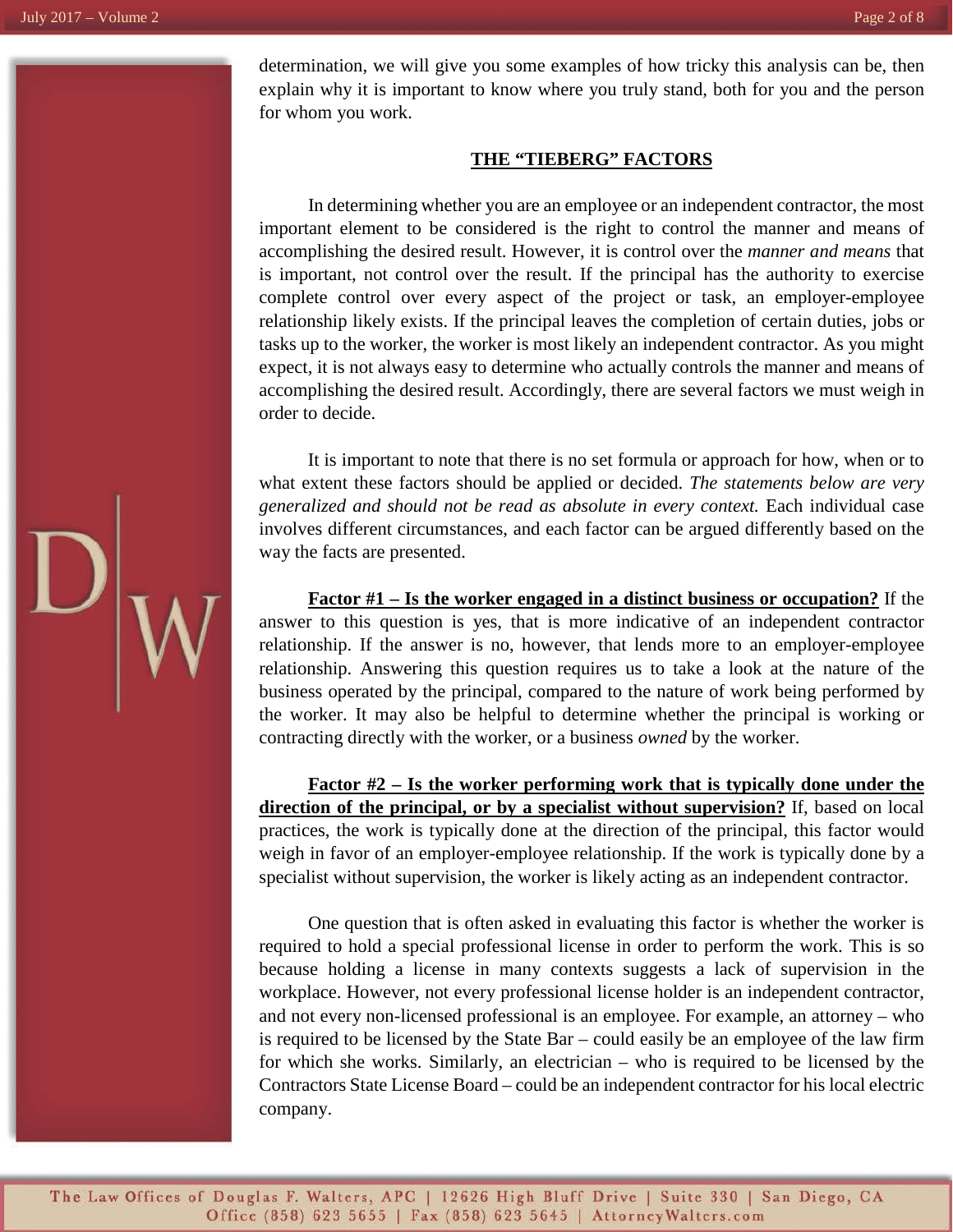determination, we will give you some examples of how tricky this analysis can be, then explain why it is important to know where you truly stand, both for you and the person for whom you work.

## THE "TIEBERG" FACTORS

In determining whether you are an employee or an independent contractor, the most important element to be considered is the right to control the manner and means of accomplishing the desired result. However, it is control over the *manner and means* that is important, not control over the result. If the principal has the authority to exercise complete control over every aspect of the project or task, an employer-employee relationship likely exists. If the principal leaves the completion of certain duties, jobs or tasks up to the worker, the worker is most likely an independent contractor. As you might expect, it is not always easy to determine who actually controls the manner and means of accomplishing the desired result. Accordingly, there are several factors we must weigh in order to decide.

It is important to note that there is no set formula or approach for how, when or to what extent these factors should be applied or decided. *The statements below are very generalized and should not be read as absolute in every context.* Each individual case involves different circumstances, and each factor can be argued differently based on the way the facts are presented.

**Factor #1 – Is the worker engaged in a distinct business or occupation?** If the answer to this question is yes, that is more indicative of an independent contractor relationship. If the answer is no, however, that lends more to an employer-employee relationship. Answering this question requires us to take a look at the nature of the business operated by the principal, compared to the nature of work being performed by the worker. It may also be helpful to determine whether the principal is working or contracting directly with the worker, or a business *owned* by the worker.

**Factor #2 – Is the worker performing work that is typically done under the direction of the principal, or by a specialist without supervision?** If, based on local practices, the work is typically done at the direction of the principal, this factor would weigh in favor of an employer-employee relationship. If the work is typically done by a specialist without supervision, the worker is likely acting as an independent contractor.

One question that is often asked in evaluating this factor is whether the worker is required to hold a special professional license in order to perform the work. This is so because holding a license in many contexts suggests a lack of supervision in the workplace. However, not every professional license holder is an independent contractor, and not every non-licensed professional is an employee. For example, an attorney – who is required to be licensed by the State Bar – could easily be an employee of the law firm for which she works. Similarly, an electrician – who is required to be licensed by the Contractors State License Board – could be an independent contractor for his local electric company.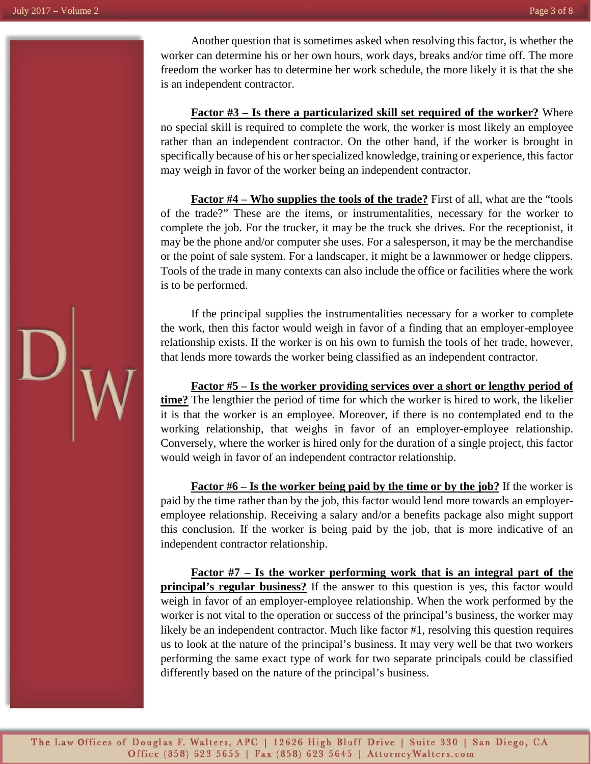Another question that is sometimes asked when resolving this factor, is whether the worker can determine his or her own hours, work days, breaks and/or time off. The more freedom the worker has to determine her work schedule, the more likely it is that the she is an independent contractor.

**Factor #3 – Is there a particularized skill set required of the worker?** Where no special skill is required to complete the work, the worker is most likely an employee rather than an independent contractor. On the other hand, if the worker is brought in specifically because of his or her specialized knowledge, training or experience, this factor may weigh in favor of the worker being an independent contractor.

**Factor #4 – Who supplies the tools of the trade?** First of all, what are the "tools of the trade?" These are the items, or instrumentalities, necessary for the worker to complete the job. For the trucker, it may be the truck she drives. For the receptionist, it may be the phone and/or computer she uses. For a salesperson, it may be the merchandise or the point of sale system. For a landscaper, it might be a lawnmower or hedge clippers. Tools of the trade in many contexts can also include the office or facilities where the work is to be performed.

If the principal supplies the instrumentalities necessary for a worker to complete the work, then this factor would weigh in favor of a finding that an employer-employee relationship exists. If the worker is on his own to furnish the tools of her trade, however, that lends more towards the worker being classified as an independent contractor.

**Factor #5 – Is the worker providing services over a short or lengthy period of time?** The lengthier the period of time for which the worker is hired to work, the likelier it is that the worker is an employee. Moreover, if there is no contemplated end to the working relationship, that weighs in favor of an employer-employee relationship. Conversely, where the worker is hired only for the duration of a single project, this factor would weigh in favor of an independent contractor relationship.

**Factor #6 – Is the worker being paid by the time or by the job?** If the worker is paid by the time rather than by the job, this factor would lend more towards an employer-employee relationship. Receiving a salary and/or a benefits package also might support this conclusion. If the worker is being paid by the job, that is more indicative of an independent contractor relationship.

**Factor #7 – Is the worker performing work that is an integral part of the principal's regular business?** If the answer to this question is yes, this factor would weigh in favor of an employer-employee relationship. When the work performed by the worker is not vital to the operation or success of the principal's business, the worker may likely be an independent contractor. Much like factor #1, resolving this question requires us to look at the nature of the principal's business. It may very well be that two workers performing the same exact type of work for two separate principals could be classified differently based on the nature of the principal's business.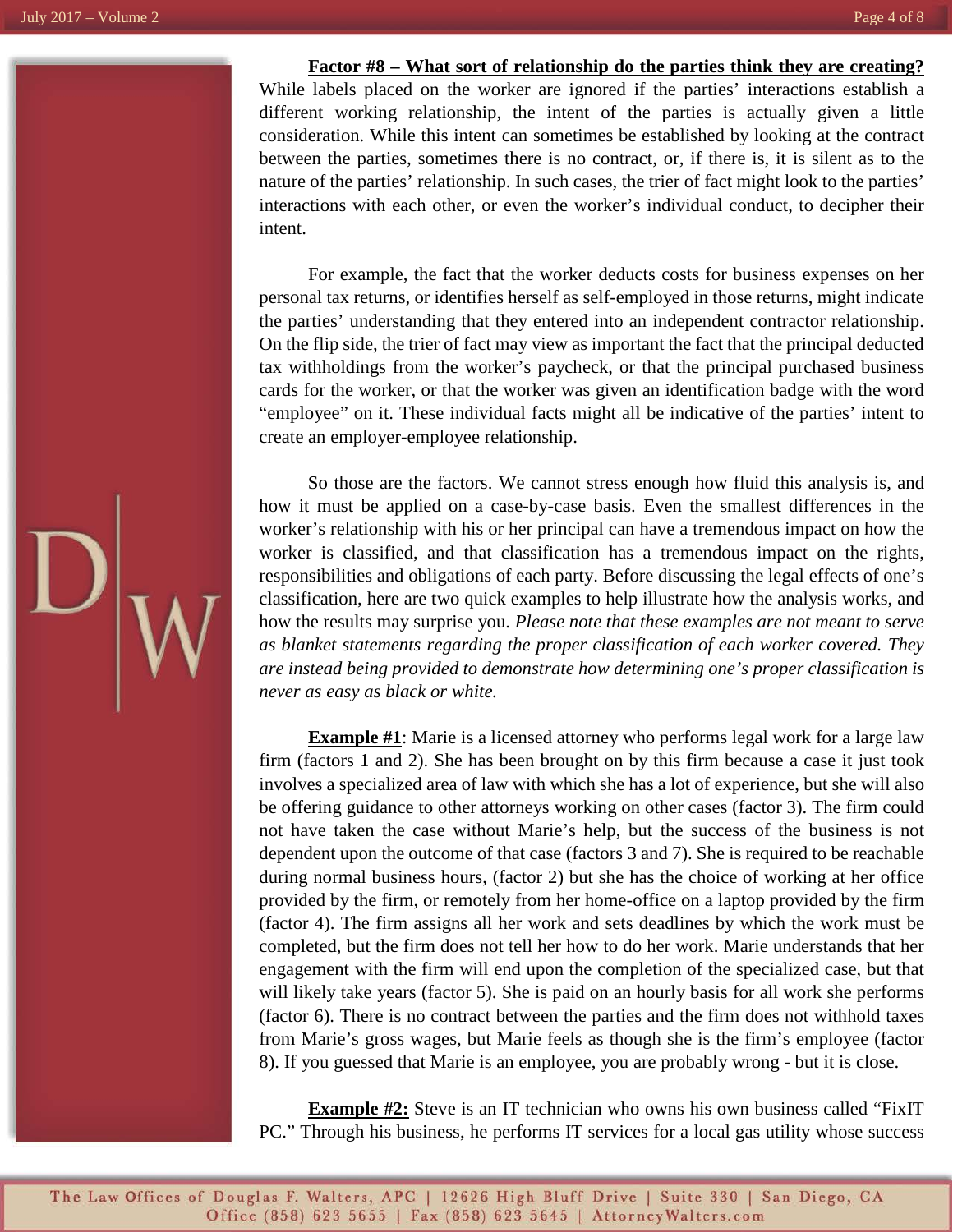**Factor #8 – What sort of relationship do the parties think they are creating?** While labels placed on the worker are ignored if the parties' interactions establish a different working relationship, the intent of the parties is actually given a little consideration. While this intent can sometimes be established by looking at the contract between the parties, sometimes there is no contract, or, if there is, it is silent as to the nature of the parties' relationship. In such cases, the trier of fact might look to the parties' interactions with each other, or even the worker's individual conduct, to decipher their intent.

For example, the fact that the worker deducts costs for business expenses on her personal tax returns, or identifies herself as self-employed in those returns, might indicate the parties' understanding that they entered into an independent contractor relationship. On the flip side, the trier of fact may view as important the fact that the principal deducted tax withholdings from the worker's paycheck, or that the principal purchased business cards for the worker, or that the worker was given an identification badge with the word "employee" on it. These individual facts might all be indicative of the parties' intent to create an employer-employee relationship.

So those are the factors. We cannot stress enough how fluid this analysis is, and how it must be applied on a case-by-case basis. Even the smallest differences in the worker's relationship with his or her principal can have a tremendous impact on how the worker is classified, and that classification has a tremendous impact on the rights, responsibilities and obligations of each party. Before discussing the legal effects of one's classification, here are two quick examples to help illustrate how the analysis works, and how the results may surprise you. *Please note that these examples are not meant to serve as blanket statements regarding the proper classification of each worker covered. They are instead being provided to demonstrate how determining one's proper classification is never as easy as black or white.*

**Example #1**: Marie is a licensed attorney who performs legal work for a large law firm (factors 1 and 2). She has been brought on by this firm because a case it just took involves a specialized area of law with which she has a lot of experience, but she will also be offering guidance to other attorneys working on other cases (factor 3). The firm could not have taken the case without Marie's help, but the success of the business is not dependent upon the outcome of that case (factors 3 and 7). She is required to be reachable during normal business hours, (factor 2) but she has the choice of working at her office provided by the firm, or remotely from her home-office on a laptop provided by the firm (factor 4). The firm assigns all her work and sets deadlines by which the work must be completed, but the firm does not tell her how to do her work. Marie understands that her engagement with the firm will end upon the completion of the specialized case, but that will likely take years (factor 5). She is paid on an hourly basis for all work she performs (factor 6). There is no contract between the parties and the firm does not withhold taxes from Marie's gross wages, but Marie feels as though she is the firm's employee (factor 8). If you guessed that Marie is an employee, you are probably wrong - but it is close.

**Example #2:** Steve is an IT technician who owns his own business called "FixIT PC." Through his business, he performs IT services for a local gas utility whose success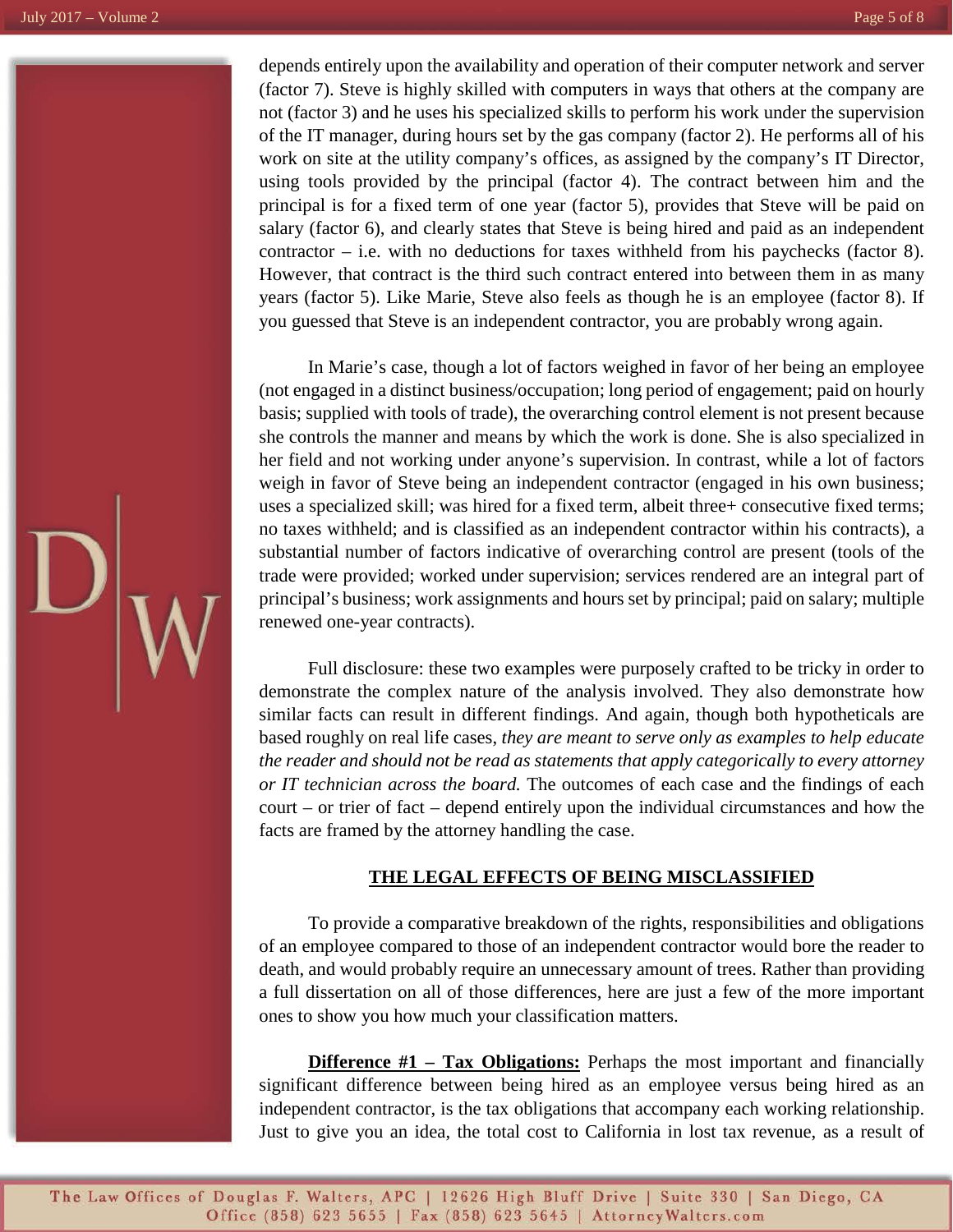depends entirely upon the availability and operation of their computer network and server (factor 7). Steve is highly skilled with computers in ways that others at the company are not (factor 3) and he uses his specialized skills to perform his work under the supervision of the IT manager, during hours set by the gas company (factor 2). He performs all of his work on site at the utility company's offices, as assigned by the company's IT Director, using tools provided by the principal (factor 4). The contract between him and the principal is for a fixed term of one year (factor 5), provides that Steve will be paid on salary (factor 6), and clearly states that Steve is being hired and paid as an independent contractor – i.e. with no deductions for taxes withheld from his paychecks (factor 8). However, that contract is the third such contract entered into between them in as many years (factor 5). Like Marie, Steve also feels as though he is an employee (factor 8). If you guessed that Steve is an independent contractor, you are probably wrong again.

In Marie's case, though a lot of factors weighed in favor of her being an employee (not engaged in a distinct business/occupation; long period of engagement; paid on hourly basis; supplied with tools of trade), the overarching control element is not present because she controls the manner and means by which the work is done. She is also specialized in her field and not working under anyone's supervision. In contrast, while a lot of factors weigh in favor of Steve being an independent contractor (engaged in his own business; uses a specialized skill; was hired for a fixed term, albeit three+ consecutive fixed terms; no taxes withheld; and is classified as an independent contractor within his contracts), a substantial number of factors indicative of overarching control are present (tools of the trade were provided; worked under supervision; services rendered are an integral part of principal's business; work assignments and hours set by principal; paid on salary; multiple renewed one-year contracts).

Full disclosure: these two examples were purposely crafted to be tricky in order to demonstrate the complex nature of the analysis involved. They also demonstrate how similar facts can result in different findings. And again, though both hypotheticals are based roughly on real life cases, *they are meant to serve only as examples to help educate the reader and should not be read as statements that apply categorically to every attorney or IT technician across the board.* The outcomes of each case and the findings of each court – or trier of fact – depend entirely upon the individual circumstances and how the facts are framed by the attorney handling the case.

## THE LEGAL EFFECTS OF BEING MISCLASSIFIED

To provide a comparative breakdown of the rights, responsibilities and obligations of an employee compared to those of an independent contractor would bore the reader to death, and would probably require an unnecessary amount of trees. Rather than providing a full dissertation on all of those differences, here are just a few of the more important ones to show you how much your classification matters.

**Difference #1 – Tax Obligations:** Perhaps the most important and financially significant difference between being hired as an employee versus being hired as an independent contractor, is the tax obligations that accompany each working relationship. Just to give you an idea, the total cost to California in lost tax revenue, as a result of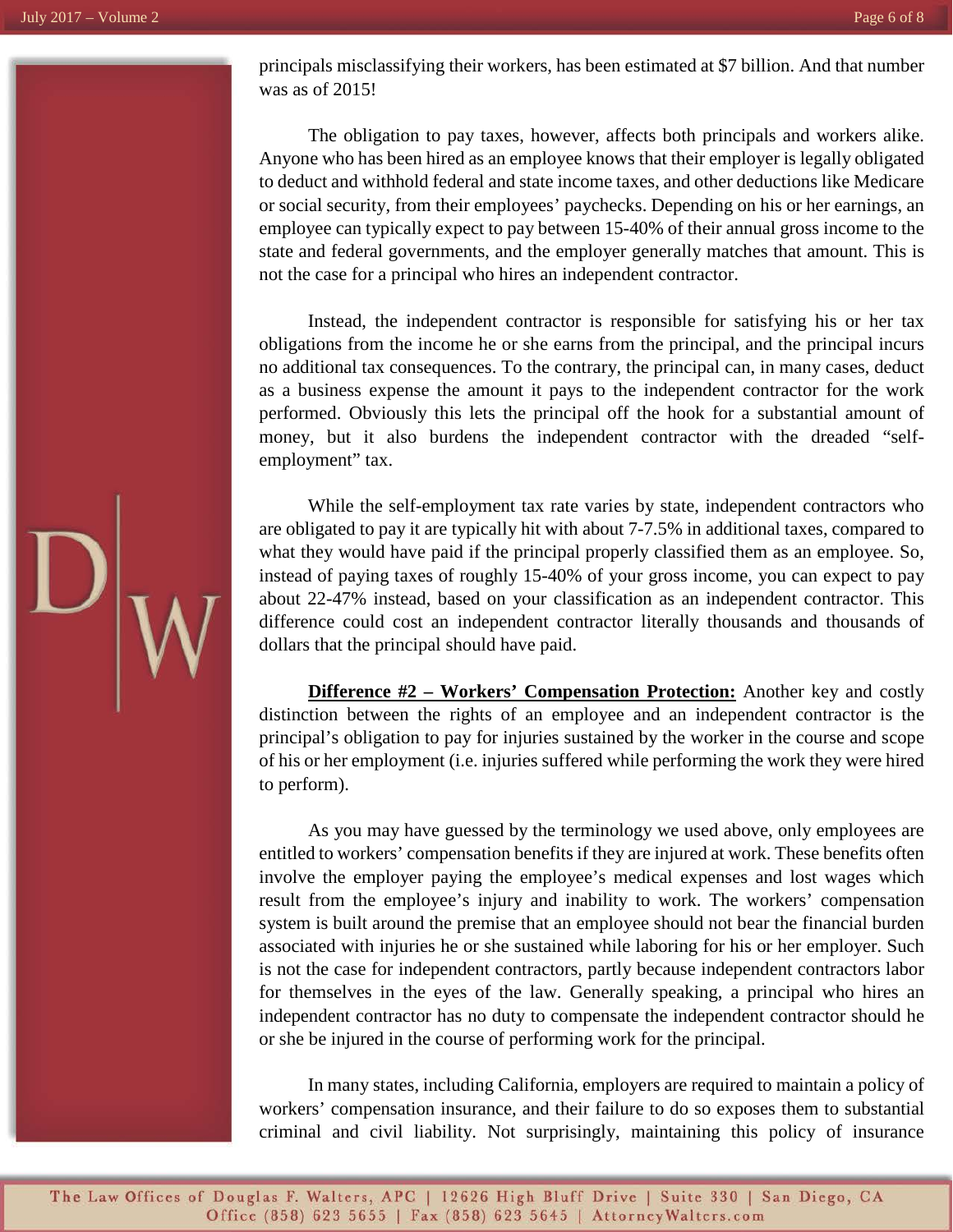principals misclassifying their workers, has been estimated at $7 billion. And that number was as of 2015!

The obligation to pay taxes, however, affects both principals and workers alike. Anyone who has been hired as an employee knows that their employer is legally obligated to deduct and withhold federal and state income taxes, and other deductions like Medicare or social security, from their employees' paychecks. Depending on his or her earnings, an employee can typically expect to pay between 15-40% of their annual gross income to the state and federal governments, and the employer generally matches that amount. This is not the case for a principal who hires an independent contractor.

Instead, the independent contractor is responsible for satisfying his or her tax obligations from the income he or she earns from the principal, and the principal incurs no additional tax consequences. To the contrary, the principal can, in many cases, deduct as a business expense the amount it pays to the independent contractor for the work performed. Obviously this lets the principal off the hook for a substantial amount of money, but it also burdens the independent contractor with the dreaded "self-employment" tax.

While the self-employment tax rate varies by state, independent contractors who are obligated to pay it are typically hit with about 7-7.5% in additional taxes, compared to what they would have paid if the principal properly classified them as an employee. So, instead of paying taxes of roughly 15-40% of your gross income, you can expect to pay about 22-47% instead, based on your classification as an independent contractor. This difference could cost an independent contractor literally thousands and thousands of dollars that the principal should have paid.

**<u>Difference #2 – Workers' Compensation Protection:</u>** Another key and costly distinction between the rights of an employee and an independent contractor is the principal's obligation to pay for injuries sustained by the worker in the course and scope of his or her employment (i.e. injuries suffered while performing the work they were hired to perform).

As you may have guessed by the terminology we used above, only employees are entitled to workers' compensation benefits if they are injured at work. These benefits often involve the employer paying the employee's medical expenses and lost wages which result from the employee's injury and inability to work. The workers' compensation system is built around the premise that an employee should not bear the financial burden associated with injuries he or she sustained while laboring for his or her employer. Such is not the case for independent contractors, partly because independent contractors labor for themselves in the eyes of the law. Generally speaking, a principal who hires an independent contractor has no duty to compensate the independent contractor should he or she be injured in the course of performing work for the principal.

In many states, including California, employers are required to maintain a policy of workers' compensation insurance, and their failure to do so exposes them to substantial criminal and civil liability. Not surprisingly, maintaining this policy of insurance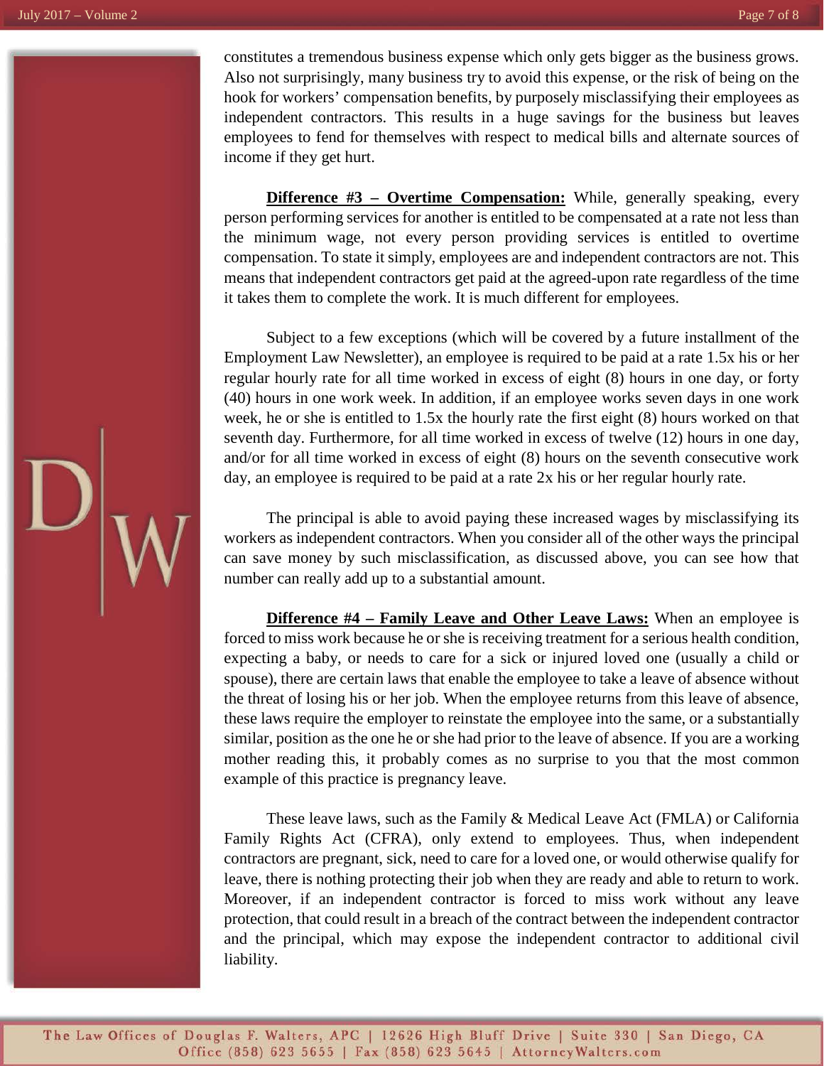constitutes a tremendous business expense which only gets bigger as the business grows. Also not surprisingly, many business try to avoid this expense, or the risk of being on the hook for workers' compensation benefits, by purposely misclassifying their employees as independent contractors. This results in a huge savings for the business but leaves employees to fend for themselves with respect to medical bills and alternate sources of income if they get hurt.

**Difference #3 – Overtime Compensation:** While, generally speaking, every person performing services for another is entitled to be compensated at a rate not less than the minimum wage, not every person providing services is entitled to overtime compensation. To state it simply, employees are and independent contractors are not. This means that independent contractors get paid at the agreed-upon rate regardless of the time it takes them to complete the work. It is much different for employees.

Subject to a few exceptions (which will be covered by a future installment of the Employment Law Newsletter), an employee is required to be paid at a rate 1.5x his or her regular hourly rate for all time worked in excess of eight (8) hours in one day, or forty (40) hours in one work week. In addition, if an employee works seven days in one work week, he or she is entitled to 1.5x the hourly rate the first eight (8) hours worked on that seventh day. Furthermore, for all time worked in excess of twelve (12) hours in one day, and/or for all time worked in excess of eight (8) hours on the seventh consecutive work day, an employee is required to be paid at a rate 2x his or her regular hourly rate.

The principal is able to avoid paying these increased wages by misclassifying its workers as independent contractors. When you consider all of the other ways the principal can save money by such misclassification, as discussed above, you can see how that number can really add up to a substantial amount.

**Difference #4 – Family Leave and Other Leave Laws:** When an employee is forced to miss work because he or she is receiving treatment for a serious health condition, expecting a baby, or needs to care for a sick or injured loved one (usually a child or spouse), there are certain laws that enable the employee to take a leave of absence without the threat of losing his or her job. When the employee returns from this leave of absence, these laws require the employer to reinstate the employee into the same, or a substantially similar, position as the one he or she had prior to the leave of absence. If you are a working mother reading this, it probably comes as no surprise to you that the most common example of this practice is pregnancy leave.

These leave laws, such as the Family & Medical Leave Act (FMLA) or California Family Rights Act (CFRA), only extend to employees. Thus, when independent contractors are pregnant, sick, need to care for a loved one, or would otherwise qualify for leave, there is nothing protecting their job when they are ready and able to return to work. Moreover, if an independent contractor is forced to miss work without any leave protection, that could result in a breach of the contract between the independent contractor and the principal, which may expose the independent contractor to additional civil liability.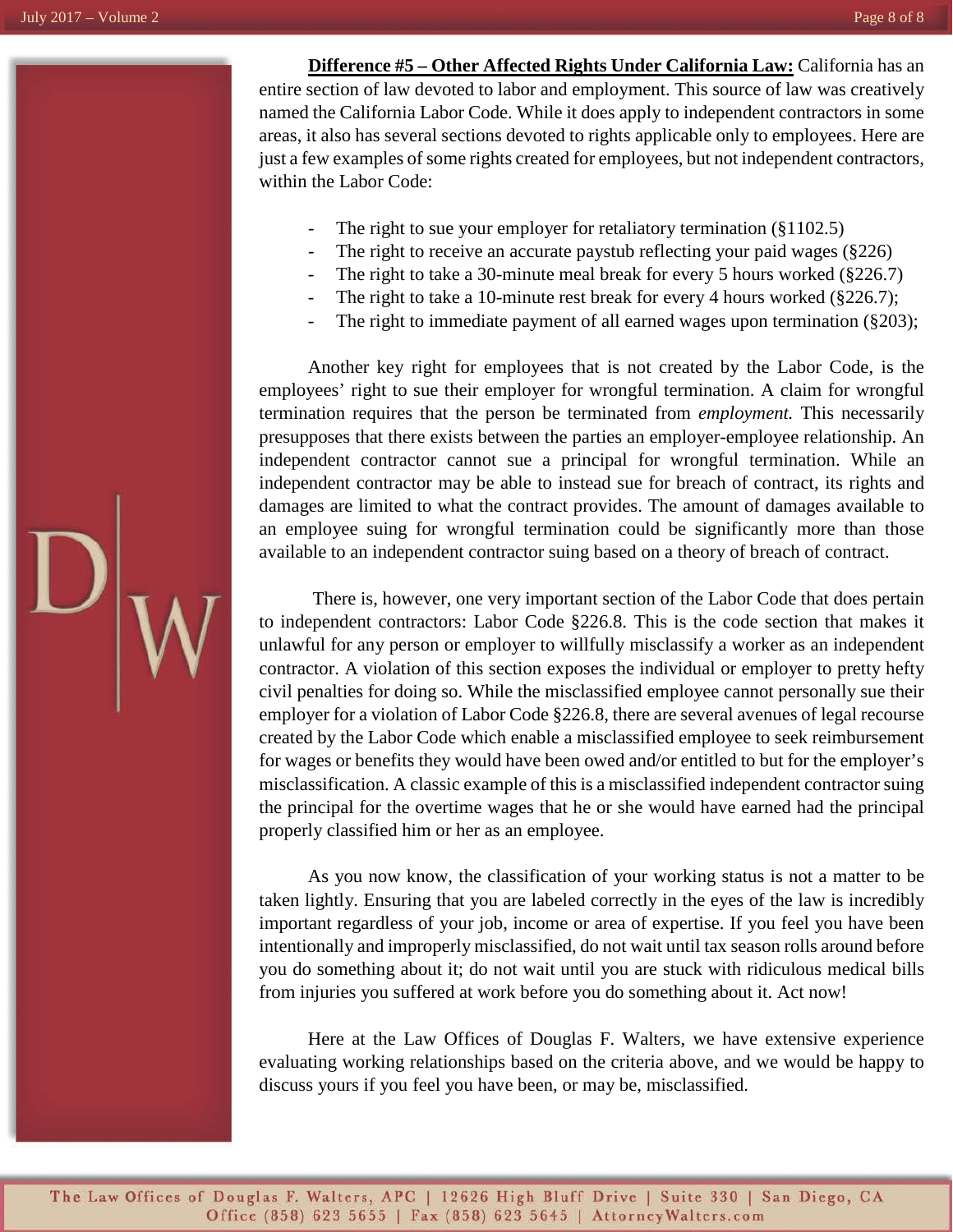**Difference #5 – Other Affected Rights Under California Law:** California has an entire section of law devoted to labor and employment. This source of law was creatively named the California Labor Code. While it does apply to independent contractors in some areas, it also has several sections devoted to rights applicable only to employees. Here are just a few examples of some rights created for employees, but not independent contractors, within the Labor Code:

- The right to sue your employer for retaliatory termination (§1102.5)
- The right to receive an accurate paystub reflecting your paid wages (§226)
- The right to take a 30-minute meal break for every 5 hours worked (§226.7)
- The right to take a 10-minute rest break for every 4 hours worked (§226.7);
- The right to immediate payment of all earned wages upon termination (§203);

Another key right for employees that is not created by the Labor Code, is the employees' right to sue their employer for wrongful termination. A claim for wrongful termination requires that the person be terminated from *employment.* This necessarily presupposes that there exists between the parties an employer-employee relationship. An independent contractor cannot sue a principal for wrongful termination. While an independent contractor may be able to instead sue for breach of contract, its rights and damages are limited to what the contract provides. The amount of damages available to an employee suing for wrongful termination could be significantly more than those available to an independent contractor suing based on a theory of breach of contract.

There is, however, one very important section of the Labor Code that does pertain to independent contractors: Labor Code §226.8. This is the code section that makes it unlawful for any person or employer to willfully misclassify a worker as an independent contractor. A violation of this section exposes the individual or employer to pretty hefty civil penalties for doing so. While the misclassified employee cannot personally sue their employer for a violation of Labor Code §226.8, there are several avenues of legal recourse created by the Labor Code which enable a misclassified employee to seek reimbursement for wages or benefits they would have been owed and/or entitled to but for the employer's misclassification. A classic example of this is a misclassified independent contractor suing the principal for the overtime wages that he or she would have earned had the principal properly classified him or her as an employee.

As you now know, the classification of your working status is not a matter to be taken lightly. Ensuring that you are labeled correctly in the eyes of the law is incredibly important regardless of your job, income or area of expertise. If you feel you have been intentionally and improperly misclassified, do not wait until tax season rolls around before you do something about it; do not wait until you are stuck with ridiculous medical bills from injuries you suffered at work before you do something about it. Act now!

Here at the Law Offices of Douglas F. Walters, we have extensive experience evaluating working relationships based on the criteria above, and we would be happy to discuss yours if you feel you have been, or may be, misclassified.

The Law Offices of Douglas F. Walters, APC | 12626 High Bluff Drive | Suite 330 | San Diego, CA
Office (858) 623 5655 | Fax (858) 623 5645 | AttorneyWalters.com